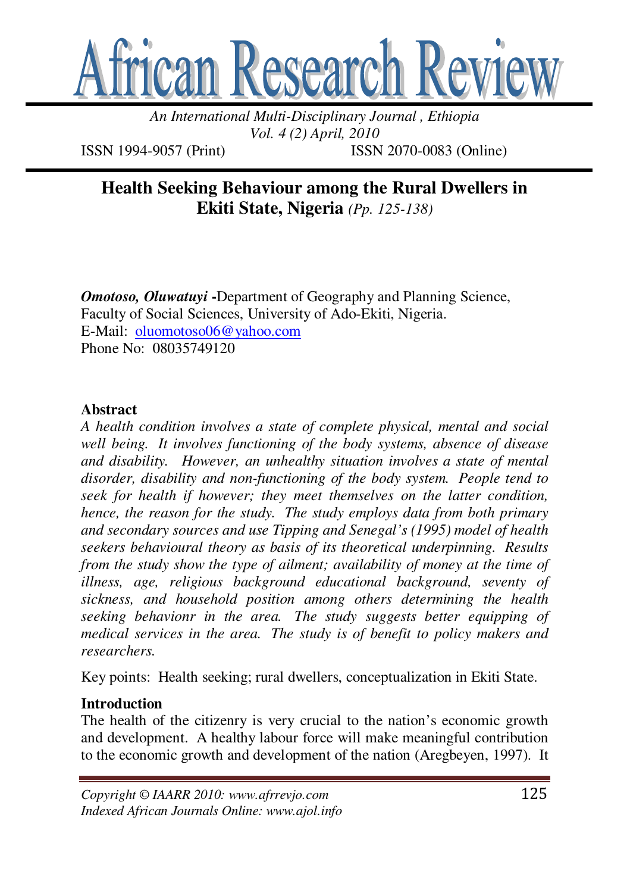# African Research Review

*An International Multi-Disciplinary Journal, Ethiopia*
*Vol. 4 (2) April, 2010*
ISSN 1994-9057 (Print) ISSN 2070-0083 (Online)

## Health Seeking Behaviour among the Rural Dwellers in Ekiti State, Nigeria *(Pp. 125-138)*

***Omotoso, Oluwatuyi*** **-**Department of Geography and Planning Science, Faculty of Social Sciences, University of Ado-Ekiti, Nigeria.
E-Mail: oluomotoso06@yahoo.com
Phone No: 08035749120

### Abstract

*A health condition involves a state of complete physical, mental and social well being. It involves functioning of the body systems, absence of disease and disability. However, an unhealthy situation involves a state of mental disorder, disability and non-functioning of the body system. People tend to seek for health if however; they meet themselves on the latter condition, hence, the reason for the study. The study employs data from both primary and secondary sources and use Tipping and Senegal's (1995) model of health seekers behavioural theory as basis of its theoretical underpinning. Results from the study show the type of ailment; availability of money at the time of illness, age, religious background educational background, seventy of sickness, and household position among others determining the health seeking behavionr in the area. The study suggests better equipping of medical services in the area. The study is of benefit to policy makers and researchers.*

Key points: Health seeking; rural dwellers, conceptualization in Ekiti State.

### Introduction

The health of the citizenry is very crucial to the nation's economic growth and development. A healthy labour force will make meaningful contribution to the economic growth and development of the nation (Aregbeyen, 1997). It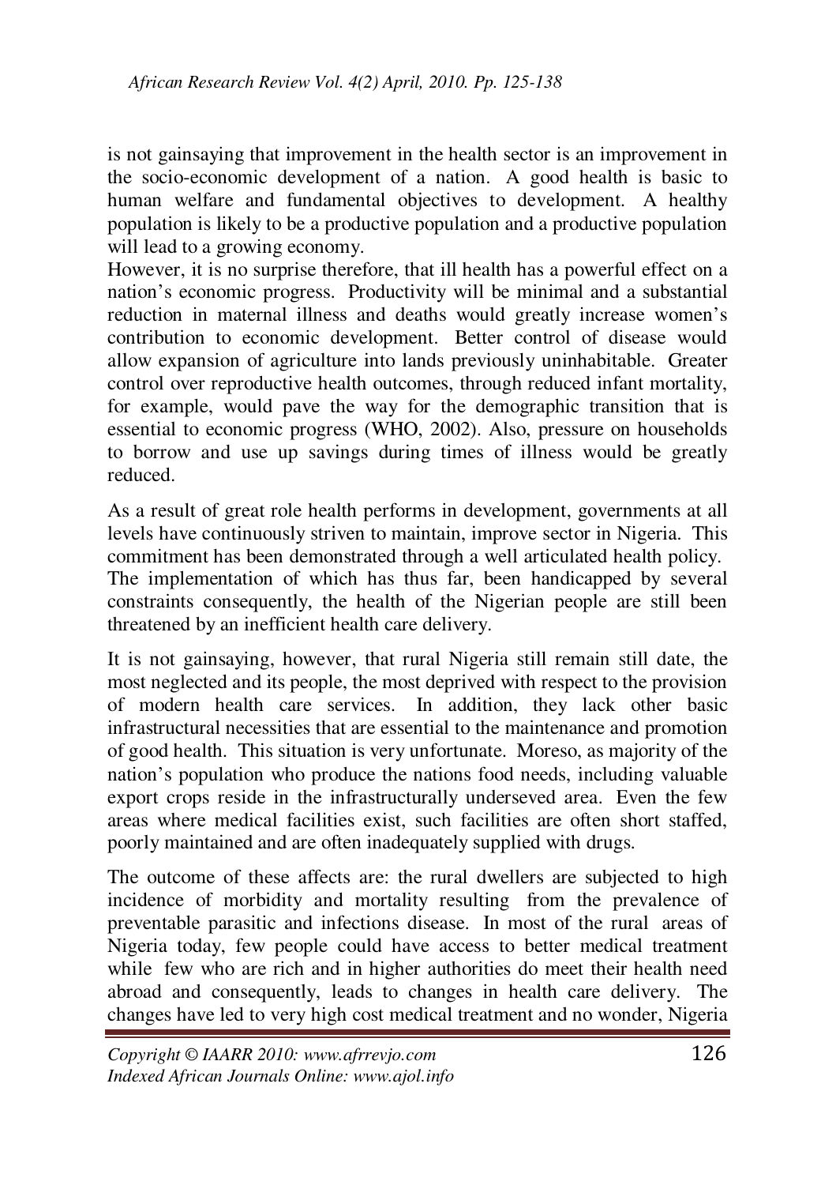is not gainsaying that improvement in the health sector is an improvement in the socio-economic development of a nation. A good health is basic to human welfare and fundamental objectives to development. A healthy population is likely to be a productive population and a productive population will lead to a growing economy.

However, it is no surprise therefore, that ill health has a powerful effect on a nation's economic progress. Productivity will be minimal and a substantial reduction in maternal illness and deaths would greatly increase women's contribution to economic development. Better control of disease would allow expansion of agriculture into lands previously uninhabitable. Greater control over reproductive health outcomes, through reduced infant mortality, for example, would pave the way for the demographic transition that is essential to economic progress (WHO, 2002). Also, pressure on households to borrow and use up savings during times of illness would be greatly reduced.

As a result of great role health performs in development, governments at all levels have continuously striven to maintain, improve sector in Nigeria. This commitment has been demonstrated through a well articulated health policy. The implementation of which has thus far, been handicapped by several constraints consequently, the health of the Nigerian people are still been threatened by an inefficient health care delivery.

It is not gainsaying, however, that rural Nigeria still remain still date, the most neglected and its people, the most deprived with respect to the provision of modern health care services. In addition, they lack other basic infrastructural necessities that are essential to the maintenance and promotion of good health. This situation is very unfortunate. Moreso, as majority of the nation's population who produce the nations food needs, including valuable export crops reside in the infrastructurally underseved area. Even the few areas where medical facilities exist, such facilities are often short staffed, poorly maintained and are often inadequately supplied with drugs.

The outcome of these affects are: the rural dwellers are subjected to high incidence of morbidity and mortality resulting from the prevalence of preventable parasitic and infections disease. In most of the rural areas of Nigeria today, few people could have access to better medical treatment while few who are rich and in higher authorities do meet their health need abroad and consequently, leads to changes in health care delivery. The changes have led to very high cost medical treatment and no wonder, Nigeria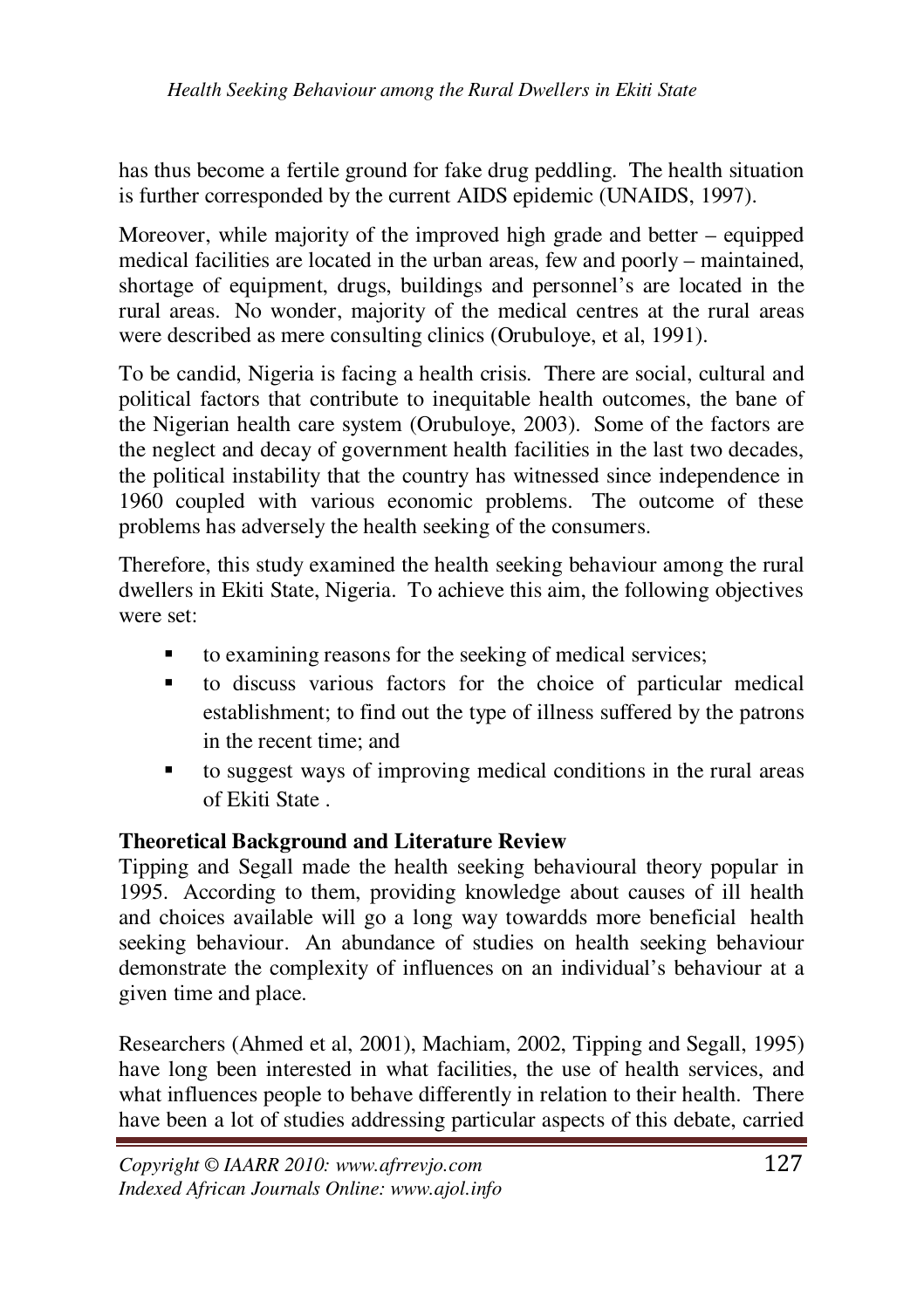has thus become a fertile ground for fake drug peddling. The health situation is further corresponded by the current AIDS epidemic (UNAIDS, 1997).

Moreover, while majority of the improved high grade and better – equipped medical facilities are located in the urban areas, few and poorly – maintained, shortage of equipment, drugs, buildings and personnel's are located in the rural areas. No wonder, majority of the medical centres at the rural areas were described as mere consulting clinics (Orubuloye, et al, 1991).

To be candid, Nigeria is facing a health crisis. There are social, cultural and political factors that contribute to inequitable health outcomes, the bane of the Nigerian health care system (Orubuloye, 2003). Some of the factors are the neglect and decay of government health facilities in the last two decades, the political instability that the country has witnessed since independence in 1960 coupled with various economic problems. The outcome of these problems has adversely the health seeking of the consumers.

Therefore, this study examined the health seeking behaviour among the rural dwellers in Ekiti State, Nigeria. To achieve this aim, the following objectives were set:

- to examining reasons for the seeking of medical services;
- to discuss various factors for the choice of particular medical establishment; to find out the type of illness suffered by the patrons in the recent time; and
- to suggest ways of improving medical conditions in the rural areas of Ekiti State .

**Theoretical Background and Literature Review**

Tipping and Segall made the health seeking behavioural theory popular in 1995. According to them, providing knowledge about causes of ill health and choices available will go a long way towardds more beneficial health seeking behaviour. An abundance of studies on health seeking behaviour demonstrate the complexity of influences on an individual's behaviour at a given time and place.

Researchers (Ahmed et al, 2001), Machiam, 2002, Tipping and Segall, 1995) have long been interested in what facilities, the use of health services, and what influences people to behave differently in relation to their health. There have been a lot of studies addressing particular aspects of this debate, carried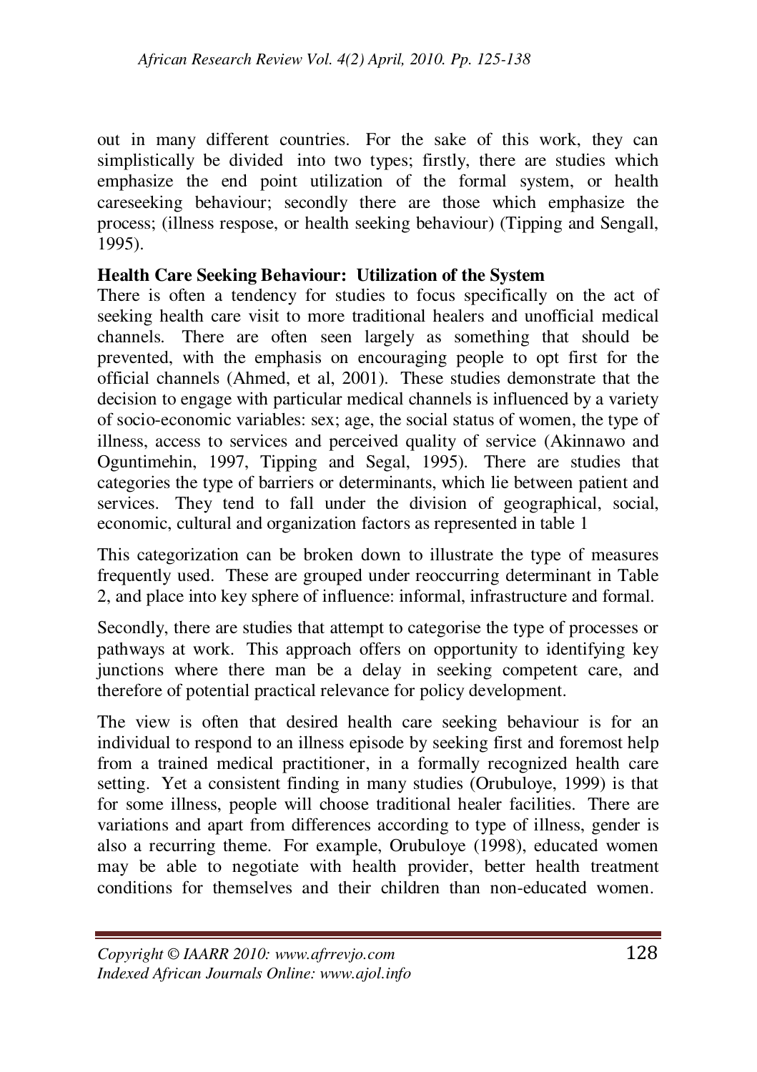out in many different countries. For the sake of this work, they can simplistically be divided into two types; firstly, there are studies which emphasize the end point utilization of the formal system, or health careseeking behaviour; secondly there are those which emphasize the process; (illness respose, or health seeking behaviour) (Tipping and Sengall, 1995).

**Health Care Seeking Behaviour: Utilization of the System**

There is often a tendency for studies to focus specifically on the act of seeking health care visit to more traditional healers and unofficial medical channels. There are often seen largely as something that should be prevented, with the emphasis on encouraging people to opt first for the official channels (Ahmed, et al, 2001). These studies demonstrate that the decision to engage with particular medical channels is influenced by a variety of socio-economic variables: sex; age, the social status of women, the type of illness, access to services and perceived quality of service (Akinnawo and Oguntimehin, 1997, Tipping and Segal, 1995). There are studies that categories the type of barriers or determinants, which lie between patient and services. They tend to fall under the division of geographical, social, economic, cultural and organization factors as represented in table 1

This categorization can be broken down to illustrate the type of measures frequently used. These are grouped under reoccurring determinant in Table 2, and place into key sphere of influence: informal, infrastructure and formal.

Secondly, there are studies that attempt to categorise the type of processes or pathways at work. This approach offers on opportunity to identifying key junctions where there man be a delay in seeking competent care, and therefore of potential practical relevance for policy development.

The view is often that desired health care seeking behaviour is for an individual to respond to an illness episode by seeking first and foremost help from a trained medical practitioner, in a formally recognized health care setting. Yet a consistent finding in many studies (Orubuloye, 1999) is that for some illness, people will choose traditional healer facilities. There are variations and apart from differences according to type of illness, gender is also a recurring theme. For example, Orubuloye (1998), educated women may be able to negotiate with health provider, better health treatment conditions for themselves and their children than non-educated women.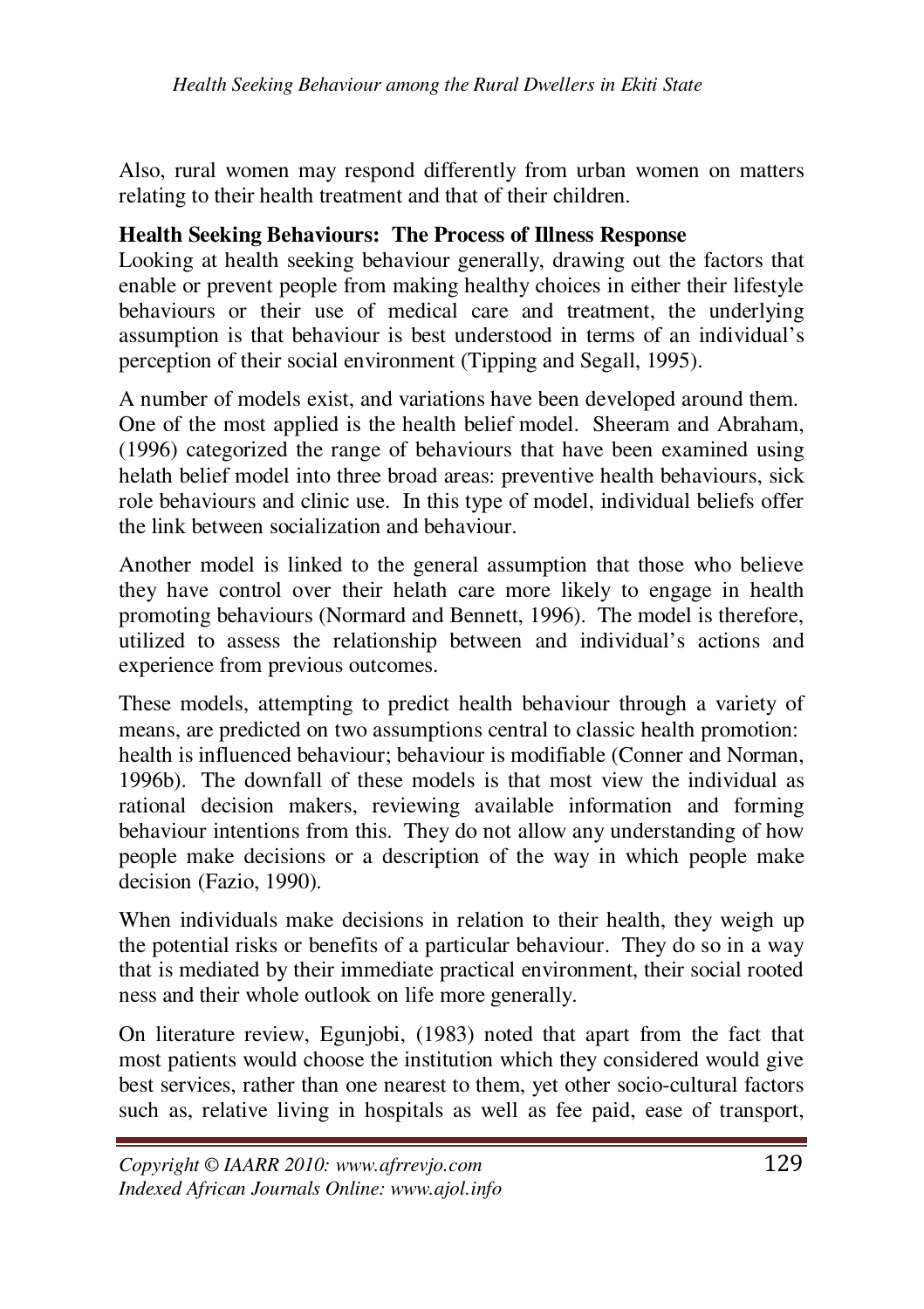Also, rural women may respond differently from urban women on matters relating to their health treatment and that of their children.

**Health Seeking Behaviours: The Process of Illness Response**

Looking at health seeking behaviour generally, drawing out the factors that enable or prevent people from making healthy choices in either their lifestyle behaviours or their use of medical care and treatment, the underlying assumption is that behaviour is best understood in terms of an individual's perception of their social environment (Tipping and Segall, 1995).

A number of models exist, and variations have been developed around them. One of the most applied is the health belief model. Sheeram and Abraham, (1996) categorized the range of behaviours that have been examined using helath belief model into three broad areas: preventive health behaviours, sick role behaviours and clinic use. In this type of model, individual beliefs offer the link between socialization and behaviour.

Another model is linked to the general assumption that those who believe they have control over their helath care more likely to engage in health promoting behaviours (Normard and Bennett, 1996). The model is therefore, utilized to assess the relationship between and individual's actions and experience from previous outcomes.

These models, attempting to predict health behaviour through a variety of means, are predicted on two assumptions central to classic health promotion: health is influenced behaviour; behaviour is modifiable (Conner and Norman, 1996b). The downfall of these models is that most view the individual as rational decision makers, reviewing available information and forming behaviour intentions from this. They do not allow any understanding of how people make decisions or a description of the way in which people make decision (Fazio, 1990).

When individuals make decisions in relation to their health, they weigh up the potential risks or benefits of a particular behaviour. They do so in a way that is mediated by their immediate practical environment, their social rooted ness and their whole outlook on life more generally.

On literature review, Egunjobi, (1983) noted that apart from the fact that most patients would choose the institution which they considered would give best services, rather than one nearest to them, yet other socio-cultural factors such as, relative living in hospitals as well as fee paid, ease of transport,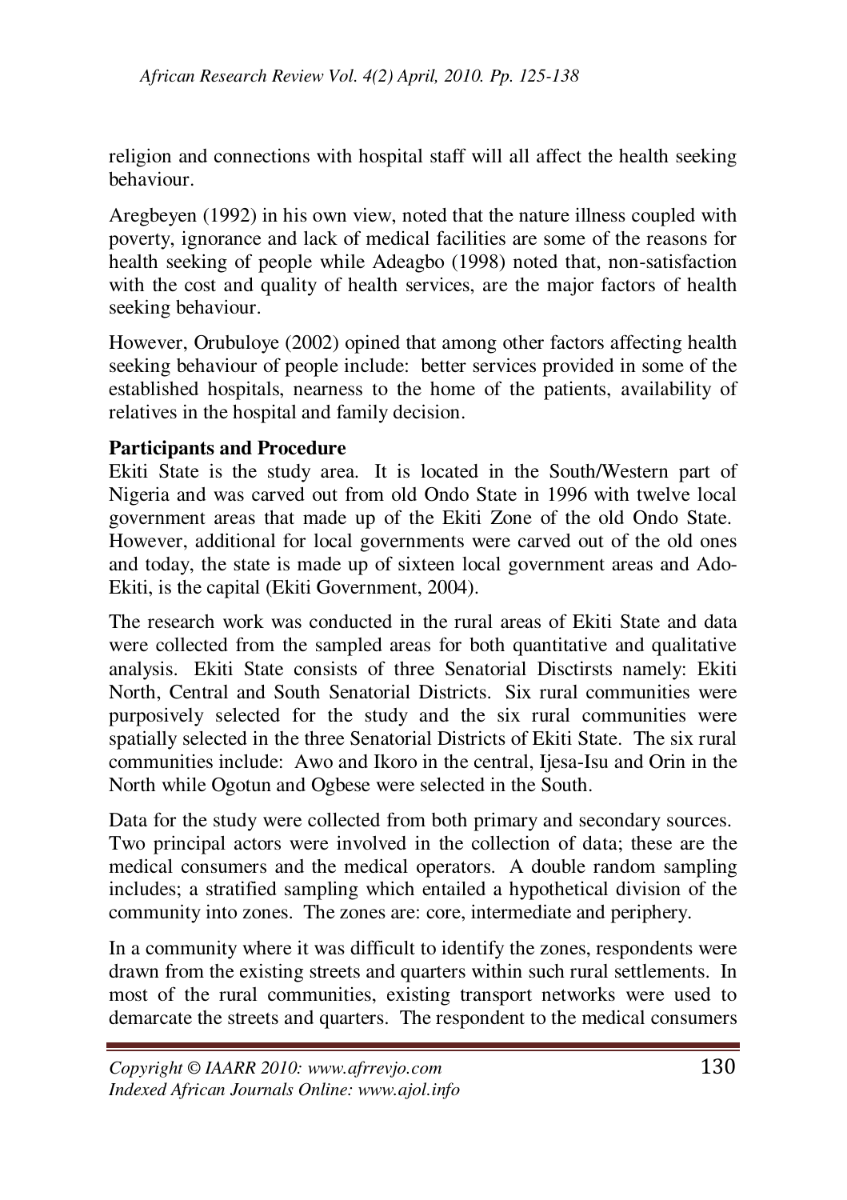religion and connections with hospital staff will all affect the health seeking behaviour.

Aregbeyen (1992) in his own view, noted that the nature illness coupled with poverty, ignorance and lack of medical facilities are some of the reasons for health seeking of people while Adeagbo (1998) noted that, non-satisfaction with the cost and quality of health services, are the major factors of health seeking behaviour.

However, Orubuloye (2002) opined that among other factors affecting health seeking behaviour of people include: better services provided in some of the established hospitals, nearness to the home of the patients, availability of relatives in the hospital and family decision.

**Participants and Procedure**

Ekiti State is the study area. It is located in the South/Western part of Nigeria and was carved out from old Ondo State in 1996 with twelve local government areas that made up of the Ekiti Zone of the old Ondo State. However, additional for local governments were carved out of the old ones and today, the state is made up of sixteen local government areas and Ado-Ekiti, is the capital (Ekiti Government, 2004).

The research work was conducted in the rural areas of Ekiti State and data were collected from the sampled areas for both quantitative and qualitative analysis. Ekiti State consists of three Senatorial Disctirsts namely: Ekiti North, Central and South Senatorial Districts. Six rural communities were purposively selected for the study and the six rural communities were spatially selected in the three Senatorial Districts of Ekiti State. The six rural communities include: Awo and Ikoro in the central, Ijesa-Isu and Orin in the North while Ogotun and Ogbese were selected in the South.

Data for the study were collected from both primary and secondary sources. Two principal actors were involved in the collection of data; these are the medical consumers and the medical operators. A double random sampling includes; a stratified sampling which entailed a hypothetical division of the community into zones. The zones are: core, intermediate and periphery.

In a community where it was difficult to identify the zones, respondents were drawn from the existing streets and quarters within such rural settlements. In most of the rural communities, existing transport networks were used to demarcate the streets and quarters. The respondent to the medical consumers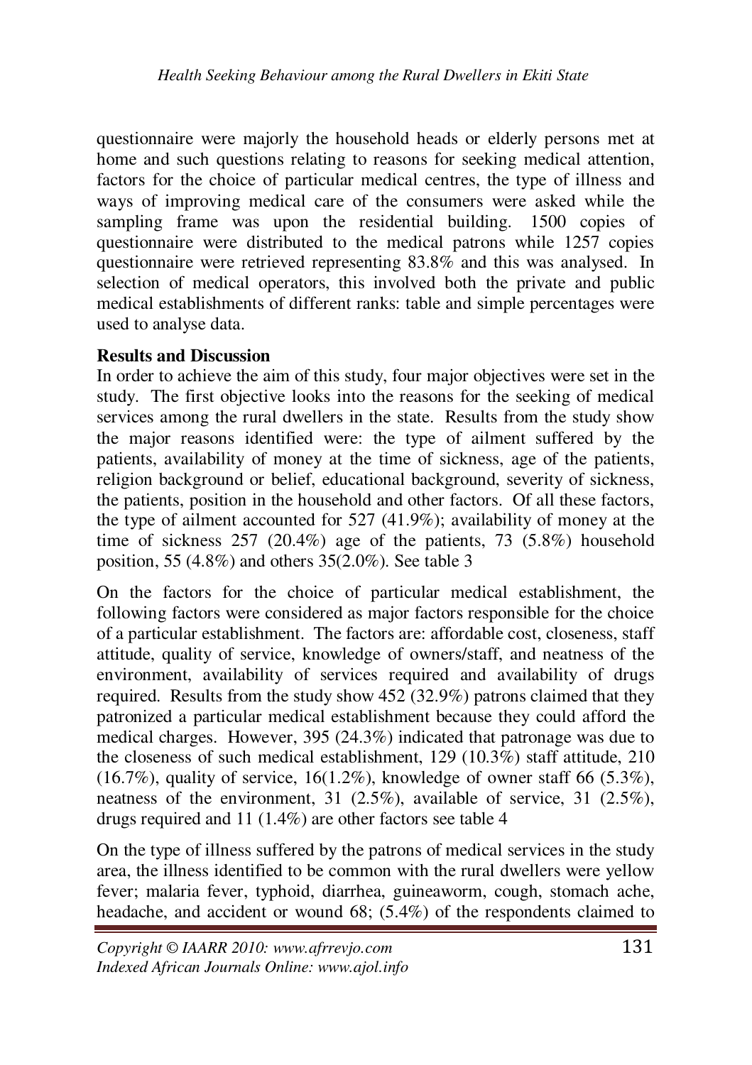questionnaire were majorly the household heads or elderly persons met at home and such questions relating to reasons for seeking medical attention, factors for the choice of particular medical centres, the type of illness and ways of improving medical care of the consumers were asked while the sampling frame was upon the residential building. 1500 copies of questionnaire were distributed to the medical patrons while 1257 copies questionnaire were retrieved representing 83.8% and this was analysed. In selection of medical operators, this involved both the private and public medical establishments of different ranks: table and simple percentages were used to analyse data.

**Results and Discussion**

In order to achieve the aim of this study, four major objectives were set in the study. The first objective looks into the reasons for the seeking of medical services among the rural dwellers in the state. Results from the study show the major reasons identified were: the type of ailment suffered by the patients, availability of money at the time of sickness, age of the patients, religion background or belief, educational background, severity of sickness, the patients, position in the household and other factors. Of all these factors, the type of ailment accounted for 527 (41.9%); availability of money at the time of sickness 257 (20.4%) age of the patients, 73 (5.8%) household position, 55 (4.8%) and others 35(2.0%). See table 3

On the factors for the choice of particular medical establishment, the following factors were considered as major factors responsible for the choice of a particular establishment. The factors are: affordable cost, closeness, staff attitude, quality of service, knowledge of owners/staff, and neatness of the environment, availability of services required and availability of drugs required. Results from the study show 452 (32.9%) patrons claimed that they patronized a particular medical establishment because they could afford the medical charges. However, 395 (24.3%) indicated that patronage was due to the closeness of such medical establishment, 129 (10.3%) staff attitude, 210 (16.7%), quality of service, 16(1.2%), knowledge of owner staff 66 (5.3%), neatness of the environment, 31 (2.5%), available of service, 31 (2.5%), drugs required and 11 (1.4%) are other factors see table 4

On the type of illness suffered by the patrons of medical services in the study area, the illness identified to be common with the rural dwellers were yellow fever; malaria fever, typhoid, diarrhea, guineaworm, cough, stomach ache, headache, and accident or wound 68; (5.4%) of the respondents claimed to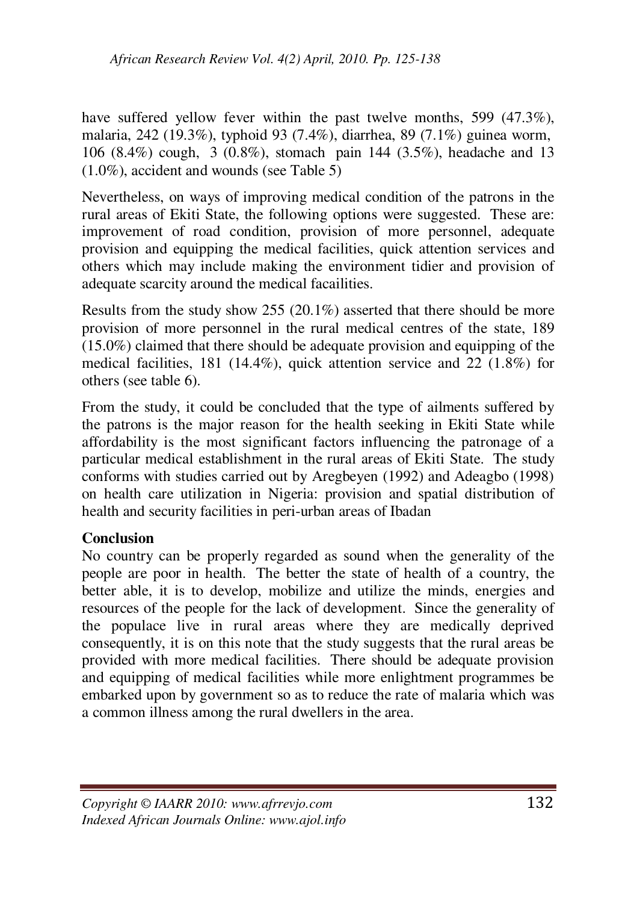have suffered yellow fever within the past twelve months, 599 (47.3%), malaria, 242 (19.3%), typhoid 93 (7.4%), diarrhea, 89 (7.1%) guinea worm, 106 (8.4%) cough, 3 (0.8%), stomach pain 144 (3.5%), headache and 13 (1.0%), accident and wounds (see Table 5)

Nevertheless, on ways of improving medical condition of the patrons in the rural areas of Ekiti State, the following options were suggested. These are: improvement of road condition, provision of more personnel, adequate provision and equipping the medical facilities, quick attention services and others which may include making the environment tidier and provision of adequate scarcity around the medical facailities.

Results from the study show 255 (20.1%) asserted that there should be more provision of more personnel in the rural medical centres of the state, 189 (15.0%) claimed that there should be adequate provision and equipping of the medical facilities, 181 (14.4%), quick attention service and 22 (1.8%) for others (see table 6).

From the study, it could be concluded that the type of ailments suffered by the patrons is the major reason for the health seeking in Ekiti State while affordability is the most significant factors influencing the patronage of a particular medical establishment in the rural areas of Ekiti State. The study conforms with studies carried out by Aregbeyen (1992) and Adeagbo (1998) on health care utilization in Nigeria: provision and spatial distribution of health and security facilities in peri-urban areas of Ibadan

**Conclusion**

No country can be properly regarded as sound when the generality of the people are poor in health. The better the state of health of a country, the better able, it is to develop, mobilize and utilize the minds, energies and resources of the people for the lack of development. Since the generality of the populace live in rural areas where they are medically deprived consequently, it is on this note that the study suggests that the rural areas be provided with more medical facilities. There should be adequate provision and equipping of medical facilities while more enlightment programmes be embarked upon by government so as to reduce the rate of malaria which was a common illness among the rural dwellers in the area.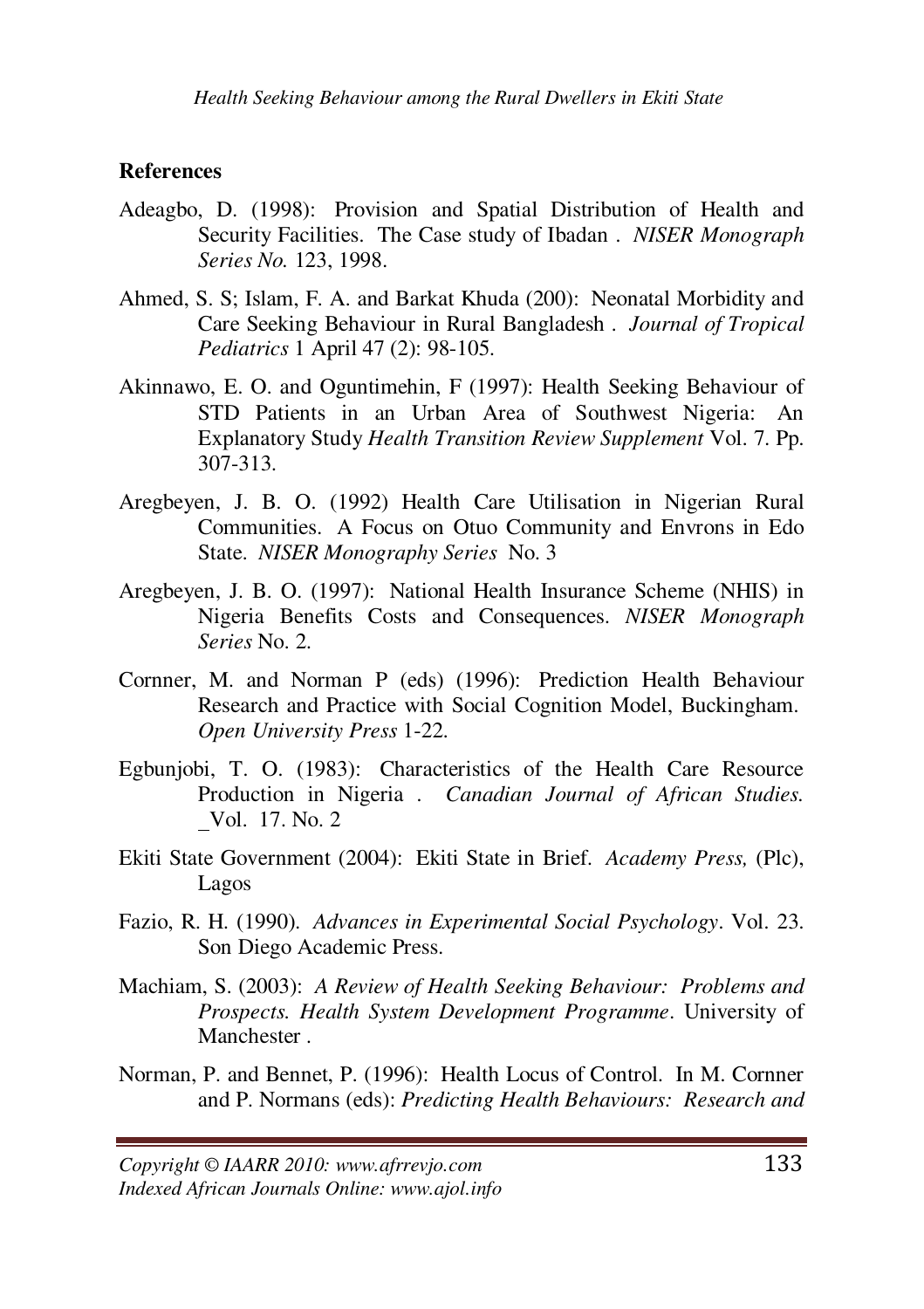## References

Adeagbo, D. (1998): Provision and Spatial Distribution of Health and Security Facilities. The Case study of Ibadan . *NISER Monograph Series No.* 123, 1998.

Ahmed, S. S; Islam, F. A. and Barkat Khuda (200): Neonatal Morbidity and Care Seeking Behaviour in Rural Bangladesh . *Journal of Tropical Pediatrics* 1 April 47 (2): 98-105.

Akinnawo, E. O. and Oguntimehin, F (1997): Health Seeking Behaviour of STD Patients in an Urban Area of Southwest Nigeria: An Explanatory Study *Health Transition Review Supplement* Vol. 7. Pp. 307-313.

Aregbeyen, J. B. O. (1992) Health Care Utilisation in Nigerian Rural Communities. A Focus on Otuo Community and Envrons in Edo State. *NISER Monography Series* No. 3

Aregbeyen, J. B. O. (1997): National Health Insurance Scheme (NHIS) in Nigeria Benefits Costs and Consequences. *NISER Monograph Series* No. 2.

Cornner, M. and Norman P (eds) (1996): Prediction Health Behaviour Research and Practice with Social Cognition Model, Buckingham. *Open University Press* 1-22.

Egbunjobi, T. O. (1983): Characteristics of the Health Care Resource Production in Nigeria . *Canadian Journal of African Studies.* _Vol. 17. No. 2

Ekiti State Government (2004): Ekiti State in Brief. *Academy Press,* (Plc), Lagos

Fazio, R. H. (1990). *Advances in Experimental Social Psychology*. Vol. 23. Son Diego Academic Press.

Machiam, S. (2003): *A Review of Health Seeking Behaviour: Problems and Prospects. Health System Development Programme*. University of Manchester .

Norman, P. and Bennet, P. (1996): Health Locus of Control. In M. Cornner and P. Normans (eds): *Predicting Health Behaviours: Research and*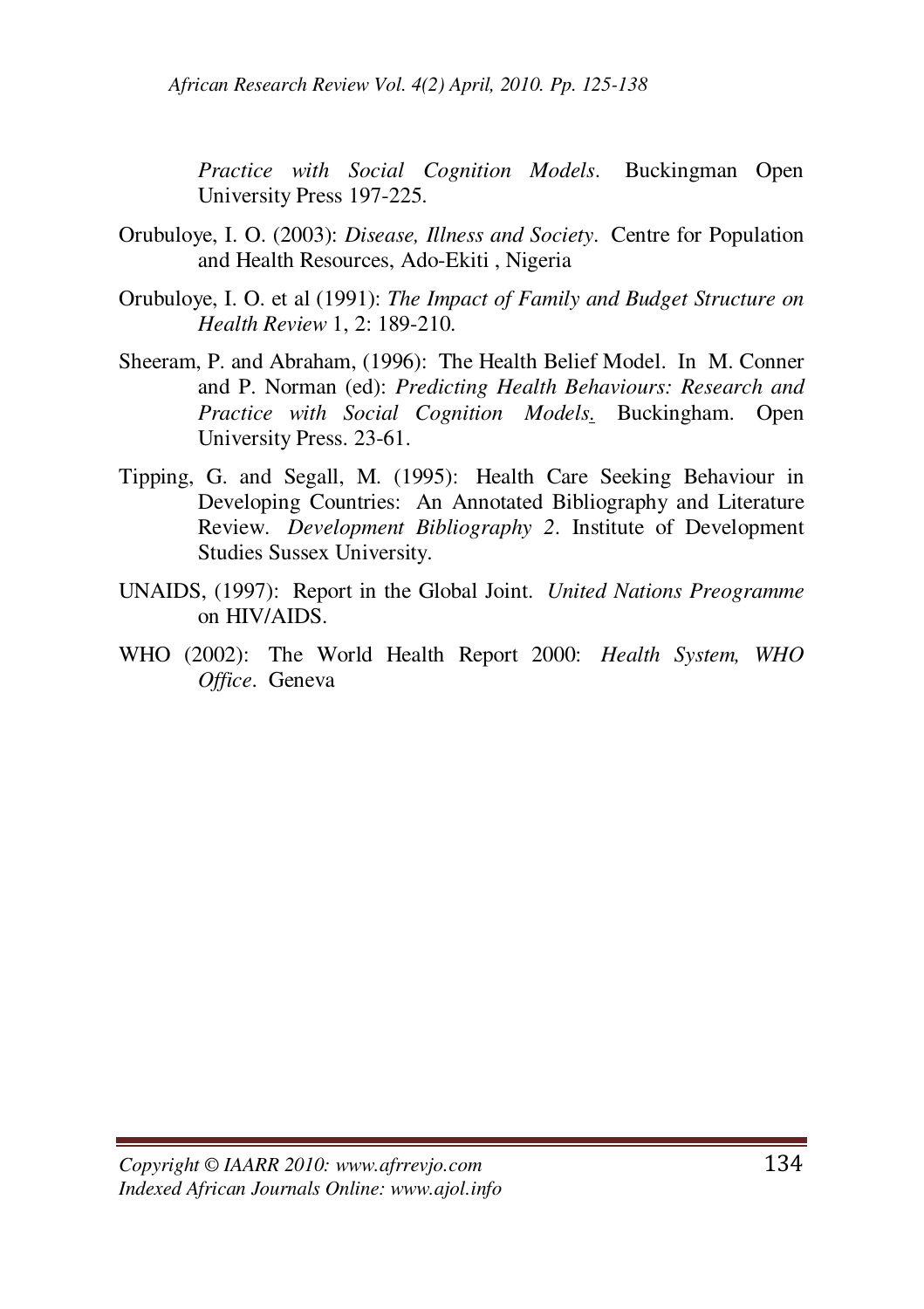*Practice with Social Cognition Models*. Buckingman Open University Press 197-225.

Orubuloye, I. O. (2003): *Disease, Illness and Society*. Centre for Population and Health Resources, Ado-Ekiti , Nigeria

Orubuloye, I. O. et al (1991): *The Impact of Family and Budget Structure on Health Review* 1, 2: 189-210.

Sheeram, P. and Abraham, (1996): The Health Belief Model. In M. Conner and P. Norman (ed): *Predicting Health Behaviours: Research and Practice with Social Cognition Models.* Buckingham. Open University Press. 23-61.

Tipping, G. and Segall, M. (1995): Health Care Seeking Behaviour in Developing Countries: An Annotated Bibliography and Literature Review. *Development Bibliography 2*. Institute of Development Studies Sussex University.

UNAIDS, (1997): Report in the Global Joint. *United Nations Preogramme* on HIV/AIDS.

WHO (2002): The World Health Report 2000: *Health System, WHO Office*. Geneva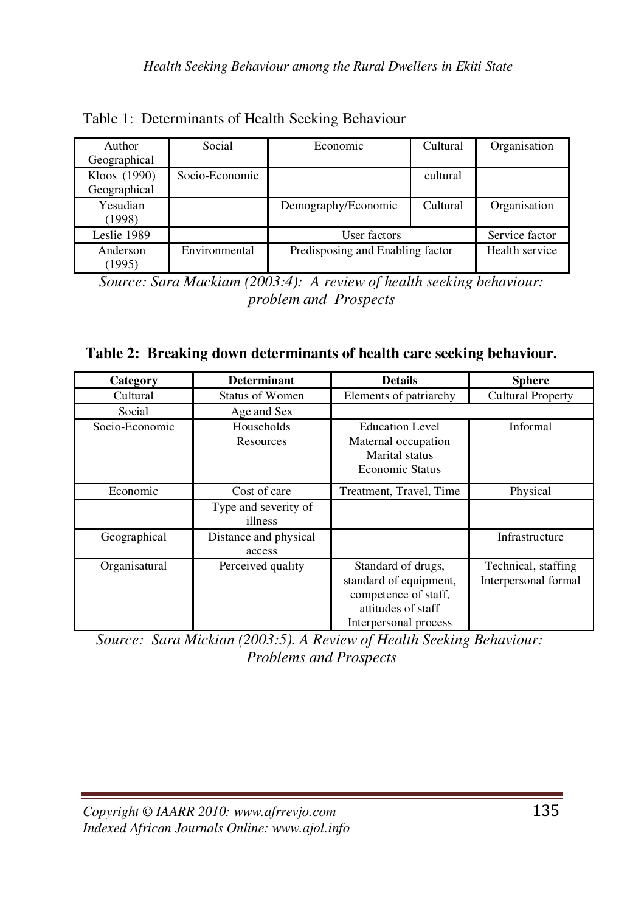Table 1: Determinants of Health Seeking Behaviour

| Author Geographical | Social | Economic | Cultural | Organisation |
|---|---|---|---|---|
| Kloos (1990) Geographical | Socio-Economic | | cultural | |
| Yesudian (1998) | | Demography/Economic | Cultural | Organisation |
| Leslie 1989 | | User factors | | Service factor |
| Anderson (1995) | Environmental | Predisposing and Enabling factor | | Health service |

*Source: Sara Mackiam (2003:4): A review of health seeking behaviour: problem and Prospects*

**Table 2: Breaking down determinants of health care seeking behaviour.**

| Category | Determinant | Details | Sphere |
|---|---|---|---|
| Cultural | Status of Women | Elements of patriarchy | Cultural Property |
| Social | Age and Sex | | |
| Socio-Economic | Households Resources | Education Level Maternal occupation Marital status Economic Status | Informal |
| Economic | Cost of care | Treatment, Travel, Time | Physical |
| | Type and severity of illness | | |
| Geographical | Distance and physical access | | Infrastructure |
| Organisatural | Perceived quality | Standard of drugs, standard of equipment, competence of staff, attitudes of staff Interpersonal process | Technical, staffing Interpersonal formal |

*Source: Sara Mickian (2003:5). A Review of Health Seeking Behaviour: Problems and Prospects*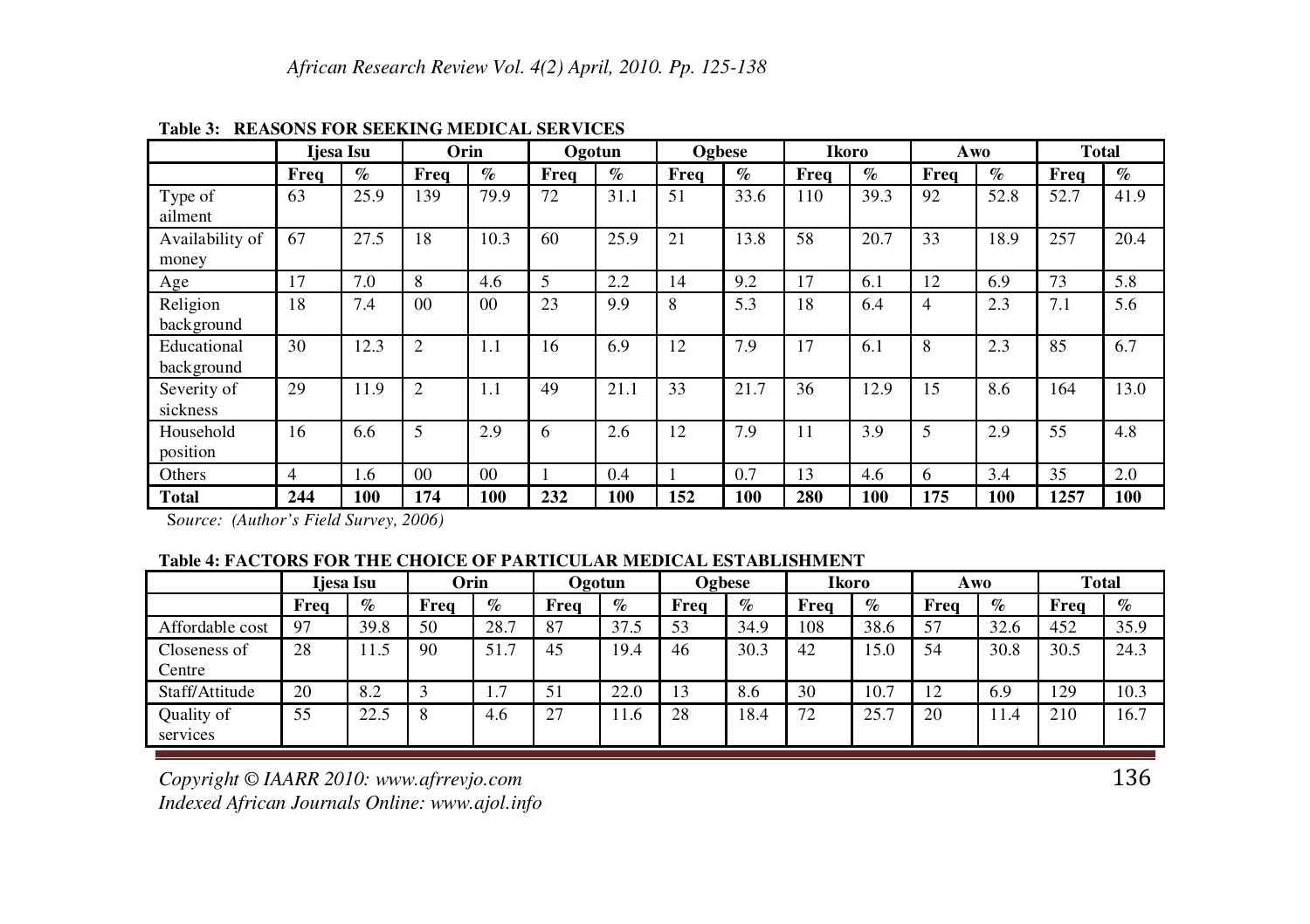**Table 3: REASONS FOR SEEKING MEDICAL SERVICES**

| | Ijesa Isu | | Orin | | Ogotun | | Ogbese | | Ikoro | | Awo | | Total | |
|---|---|---|---|---|---|---|---|---|---|---|---|---|---|---|
| | Freq | % | Freq | % | Freq | % | Freq | % | Freq | % | Freq | % | Freq | % |
| Type of ailment | 63 | 25.9 | 139 | 79.9 | 72 | 31.1 | 51 | 33.6 | 110 | 39.3 | 92 | 52.8 | 52.7 | 41.9 |
| Availability of money | 67 | 27.5 | 18 | 10.3 | 60 | 25.9 | 21 | 13.8 | 58 | 20.7 | 33 | 18.9 | 257 | 20.4 |
| Age | 17 | 7.0 | 8 | 4.6 | 5 | 2.2 | 14 | 9.2 | 17 | 6.1 | 12 | 6.9 | 73 | 5.8 |
| Religion background | 18 | 7.4 | 00 | 00 | 23 | 9.9 | 8 | 5.3 | 18 | 6.4 | 4 | 2.3 | 7.1 | 5.6 |
| Educational background | 30 | 12.3 | 2 | 1.1 | 16 | 6.9 | 12 | 7.9 | 17 | 6.1 | 8 | 2.3 | 85 | 6.7 |
| Severity of sickness | 29 | 11.9 | 2 | 1.1 | 49 | 21.1 | 33 | 21.7 | 36 | 12.9 | 15 | 8.6 | 164 | 13.0 |
| Household position | 16 | 6.6 | 5 | 2.9 | 6 | 2.6 | 12 | 7.9 | 11 | 3.9 | 5 | 2.9 | 55 | 4.8 |
| Others | 4 | 1.6 | 00 | 00 | 1 | 0.4 | 1 | 0.7 | 13 | 4.6 | 6 | 3.4 | 35 | 2.0 |
| **Total** | **244** | **100** | **174** | **100** | **232** | **100** | **152** | **100** | **280** | **100** | **175** | **100** | **1257** | **100** |

*Source: (Author's Field Survey, 2006)*

**Table 4: FACTORS FOR THE CHOICE OF PARTICULAR MEDICAL ESTABLISHMENT**

| | Ijesa Isu | | Orin | | Ogotun | | Ogbese | | Ikoro | | Awo | | Total | |
|---|---|---|---|---|---|---|---|---|---|---|---|---|---|---|
| | Freq | % | Freq | % | Freq | % | Freq | % | Freq | % | Freq | % | Freq | % |
| Affordable cost | 97 | 39.8 | 50 | 28.7 | 87 | 37.5 | 53 | 34.9 | 108 | 38.6 | 57 | 32.6 | 452 | 35.9 |
| Closeness of Centre | 28 | 11.5 | 90 | 51.7 | 45 | 19.4 | 46 | 30.3 | 42 | 15.0 | 54 | 30.8 | 30.5 | 24.3 |
| Staff/Attitude | 20 | 8.2 | 3 | 1.7 | 51 | 22.0 | 13 | 8.6 | 30 | 10.7 | 12 | 6.9 | 129 | 10.3 |
| Quality of services | 55 | 22.5 | 8 | 4.6 | 27 | 11.6 | 28 | 18.4 | 72 | 25.7 | 20 | 11.4 | 210 | 16.7 |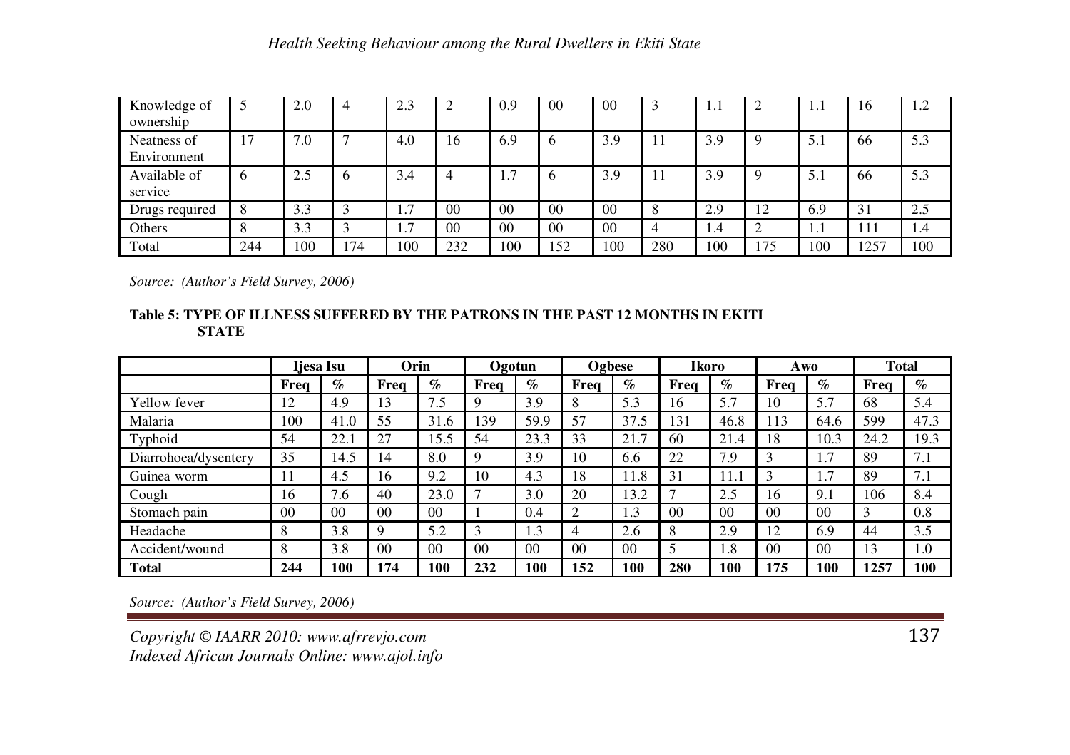| Knowledge of ownership | 5 | 2.0 | 4 | 2.3 | 2 | 0.9 | 00 | 00 | 3 | 1.1 | 2 | 1.1 | 16 | 1.2 |
|---|---|---|---|---|---|---|---|---|---|---|---|---|---|---|
| Neatness of Environment | 17 | 7.0 | 7 | 4.0 | 16 | 6.9 | 6 | 3.9 | 11 | 3.9 | 9 | 5.1 | 66 | 5.3 |
| Available of service | 6 | 2.5 | 6 | 3.4 | 4 | 1.7 | 6 | 3.9 | 11 | 3.9 | 9 | 5.1 | 66 | 5.3 |
| Drugs required | 8 | 3.3 | 3 | 1.7 | 00 | 00 | 00 | 00 | 8 | 2.9 | 12 | 6.9 | 31 | 2.5 |
| Others | 8 | 3.3 | 3 | 1.7 | 00 | 00 | 00 | 00 | 4 | 1.4 | 2 | 1.1 | 111 | 1.4 |
| Total | 244 | 100 | 174 | 100 | 232 | 100 | 152 | 100 | 280 | 100 | 175 | 100 | 1257 | 100 |

*Source: (Author's Field Survey, 2006)*

**Table 5: TYPE OF ILLNESS SUFFERED BY THE PATRONS IN THE PAST 12 MONTHS IN EKITI STATE**

| | **Ijesa Isu** | | **Orin** | | **Ogotun** | | **Ogbese** | | **Ikoro** | | **Awo** | | **Total** | |
|---|---|---|---|---|---|---|---|---|---|---|---|---|---|---|
| | **Freq** | **%** | **Freq** | **%** | **Freq** | **%** | **Freq** | **%** | **Freq** | **%** | **Freq** | **%** | **Freq** | **%** |
| Yellow fever | 12 | 4.9 | 13 | 7.5 | 9 | 3.9 | 8 | 5.3 | 16 | 5.7 | 10 | 5.7 | 68 | 5.4 |
| Malaria | 100 | 41.0 | 55 | 31.6 | 139 | 59.9 | 57 | 37.5 | 131 | 46.8 | 113 | 64.6 | 599 | 47.3 |
| Typhoid | 54 | 22.1 | 27 | 15.5 | 54 | 23.3 | 33 | 21.7 | 60 | 21.4 | 18 | 10.3 | 24.2 | 19.3 |
| Diarrohoea/dysentery | 35 | 14.5 | 14 | 8.0 | 9 | 3.9 | 10 | 6.6 | 22 | 7.9 | 3 | 1.7 | 89 | 7.1 |
| Guinea worm | 11 | 4.5 | 16 | 9.2 | 10 | 4.3 | 18 | 11.8 | 31 | 11.1 | 3 | 1.7 | 89 | 7.1 |
| Cough | 16 | 7.6 | 40 | 23.0 | 7 | 3.0 | 20 | 13.2 | 7 | 2.5 | 16 | 9.1 | 106 | 8.4 |
| Stomach pain | 00 | 00 | 00 | 00 | 1 | 0.4 | 2 | 1.3 | 00 | 00 | 00 | 00 | 3 | 0.8 |
| Headache | 8 | 3.8 | 9 | 5.2 | 3 | 1.3 | 4 | 2.6 | 8 | 2.9 | 12 | 6.9 | 44 | 3.5 |
| Accident/wound | 8 | 3.8 | 00 | 00 | 00 | 00 | 00 | 00 | 5 | 1.8 | 00 | 00 | 13 | 1.0 |
| **Total** | **244** | **100** | **174** | **100** | **232** | **100** | **152** | **100** | **280** | **100** | **175** | **100** | **1257** | **100** |

*Source: (Author's Field Survey, 2006)*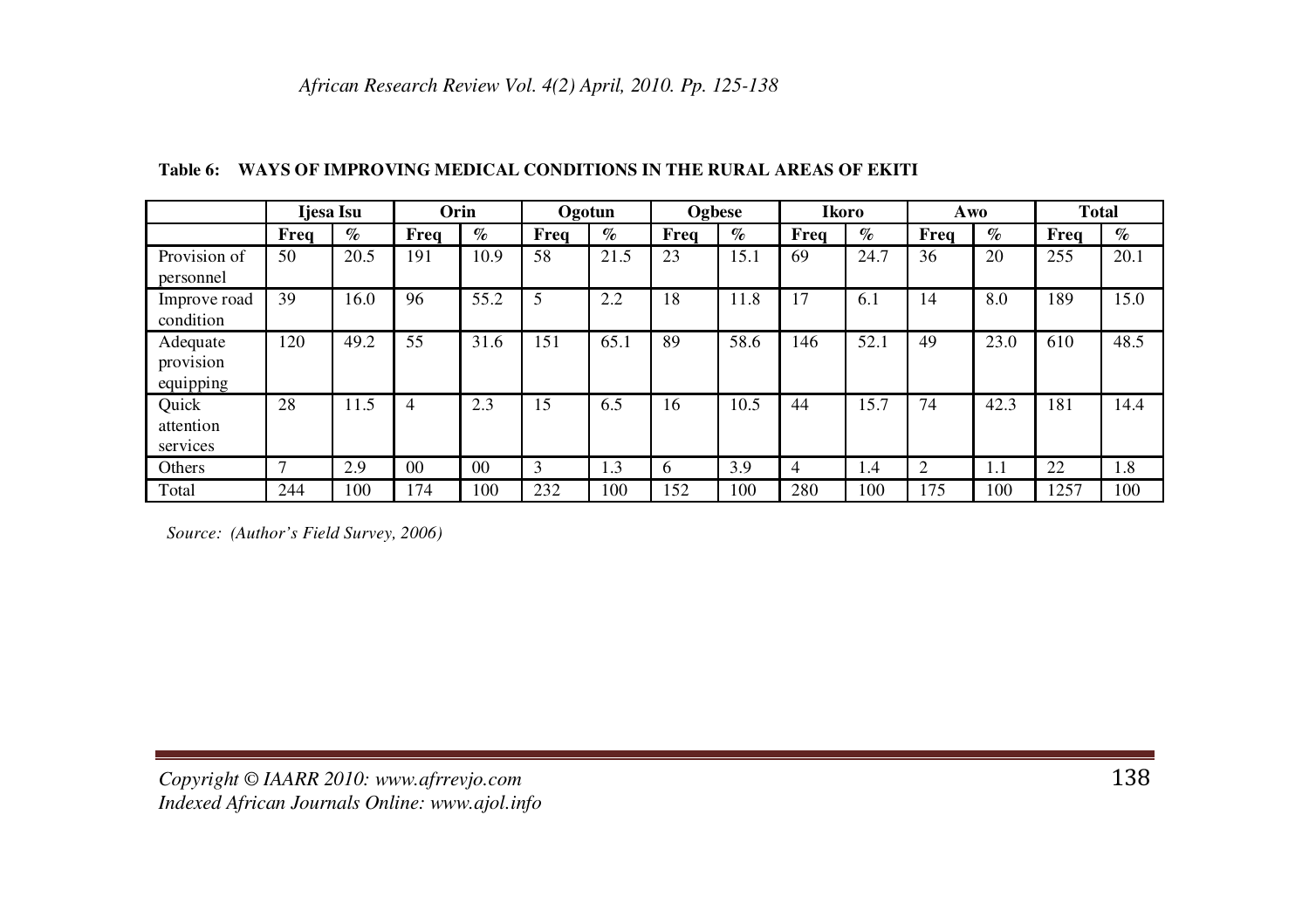**Table 6: WAYS OF IMPROVING MEDICAL CONDITIONS IN THE RURAL AREAS OF EKITI**

| | Ijesa Isu | | Orin | | Ogotun | | Ogbese | | Ikoro | | Awo | | Total | |
|---|---|---|---|---|---|---|---|---|---|---|---|---|---|---|
| | **Freq** | **%** | **Freq** | **%** | **Freq** | **%** | **Freq** | **%** | **Freq** | **%** | **Freq** | **%** | **Freq** | **%** |
| Provision of personnel | 50 | 20.5 | 191 | 10.9 | 58 | 21.5 | 23 | 15.1 | 69 | 24.7 | 36 | 20 | 255 | 20.1 |
| Improve road condition | 39 | 16.0 | 96 | 55.2 | 5 | 2.2 | 18 | 11.8 | 17 | 6.1 | 14 | 8.0 | 189 | 15.0 |
| Adequate provision equipping | 120 | 49.2 | 55 | 31.6 | 151 | 65.1 | 89 | 58.6 | 146 | 52.1 | 49 | 23.0 | 610 | 48.5 |
| Quick attention services | 28 | 11.5 | 4 | 2.3 | 15 | 6.5 | 16 | 10.5 | 44 | 15.7 | 74 | 42.3 | 181 | 14.4 |
| Others | 7 | 2.9 | 00 | 00 | 3 | 1.3 | 6 | 3.9 | 4 | 1.4 | 2 | 1.1 | 22 | 1.8 |
| Total | 244 | 100 | 174 | 100 | 232 | 100 | 152 | 100 | 280 | 100 | 175 | 100 | 1257 | 100 |

*Source: (Author's Field Survey, 2006)*